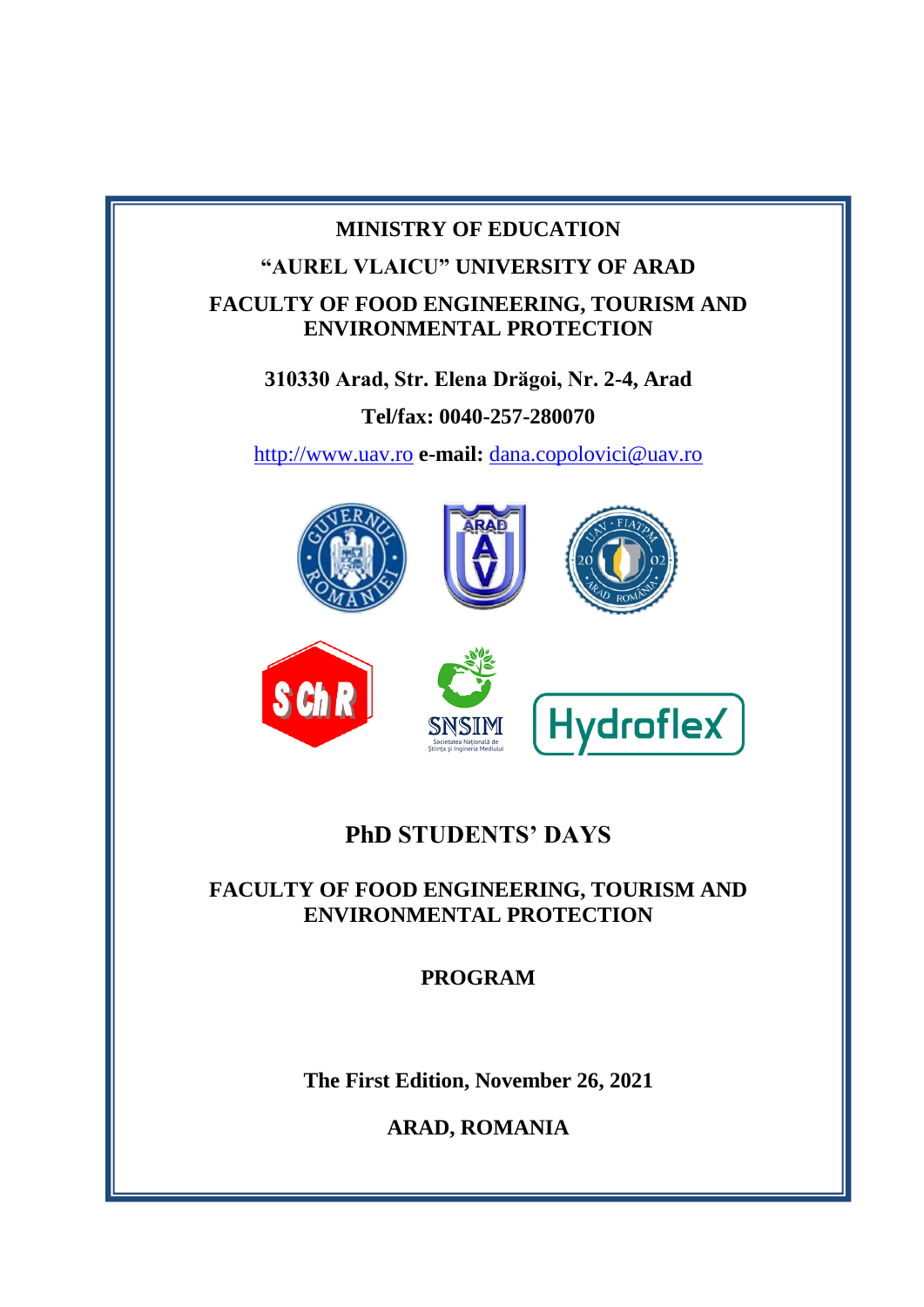**MINISTRY OF EDUCATION**

**"AUREL VLAICU" UNIVERSITY OF ARAD**

**FACULTY OF FOOD ENGINEERING, TOURISM AND ENVIRONMENTAL PROTECTION**

**310330 Arad, Str. Elena Drăgoi, Nr. 2-4, Arad**

**Tel/fax: 0040-257-280070**

http://www.uav.ro **e-mail:** dana.copolovici@uav.ro

# PhD STUDENTS' DAYS

## FACULTY OF FOOD ENGINEERING, TOURISM AND ENVIRONMENTAL PROTECTION

## PROGRAM

**The First Edition, November 26, 2021**

**ARAD, ROMANIA**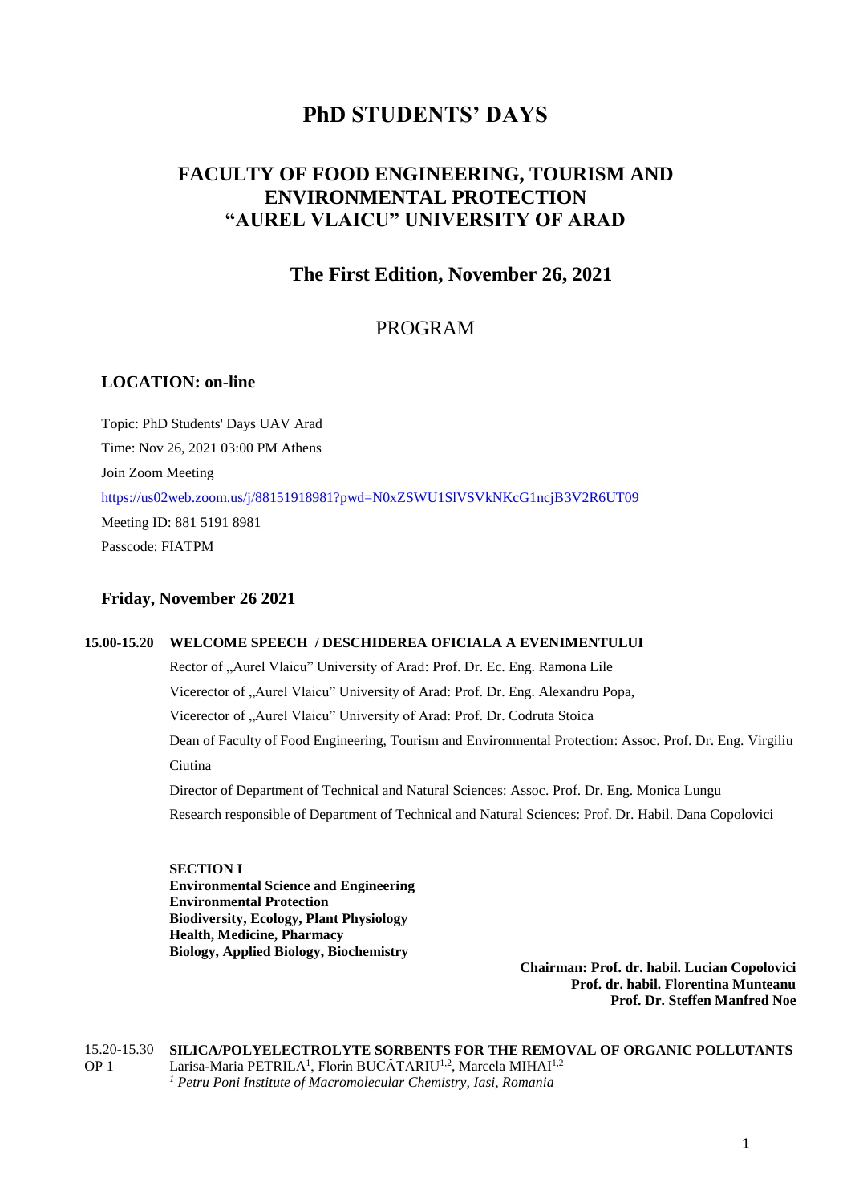# PhD STUDENTS' DAYS

## FACULTY OF FOOD ENGINEERING, TOURISM AND ENVIRONMENTAL PROTECTION "AUREL VLAICU" UNIVERSITY OF ARAD

### The First Edition, November 26, 2021

### PROGRAM

**LOCATION: on-line**

Topic: PhD Students' Days UAV Arad

Time: Nov 26, 2021 03:00 PM Athens

Join Zoom Meeting

https://us02web.zoom.us/j/88151918981?pwd=N0xZSWU1SlVSVkNKcG1ncjB3V2R6UT09

Meeting ID: 881 5191 8981

Passcode: FIATPM

**Friday, November 26 2021**

**15.00-15.20 WELCOME SPEECH / DESCHIDEREA OFICIALA A EVENIMENTULUI**

Rector of „Aurel Vlaicu" University of Arad: Prof. Dr. Ec. Eng. Ramona Lile

Vicerector of „Aurel Vlaicu" University of Arad: Prof. Dr. Eng. Alexandru Popa,

Vicerector of „Aurel Vlaicu" University of Arad: Prof. Dr. Codruta Stoica

Dean of Faculty of Food Engineering, Tourism and Environmental Protection: Assoc. Prof. Dr. Eng. Virgiliu Ciutina

Director of Department of Technical and Natural Sciences: Assoc. Prof. Dr. Eng. Monica Lungu

Research responsible of Department of Technical and Natural Sciences: Prof. Dr. Habil. Dana Copolovici

**SECTION I**
**Environmental Science and Engineering**
**Environmental Protection**
**Biodiversity, Ecology, Plant Physiology**
**Health, Medicine, Pharmacy**
**Biology, Applied Biology, Biochemistry**

**Chairman: Prof. dr. habil. Lucian Copolovici**
**Prof. dr. habil. Florentina Munteanu**
**Prof. Dr. Steffen Manfred Noe**

15.20-15.30 OP 1 **SILICA/POLYELECTROLYTE SORBENTS FOR THE REMOVAL OF ORGANIC POLLUTANTS**
Larisa-Maria PETRILA[1], Florin BUCĂTARIU[1,2], Marcela MIHAI[1,2]
*[1] Petru Poni Institute of Macromolecular Chemistry, Iasi, Romania*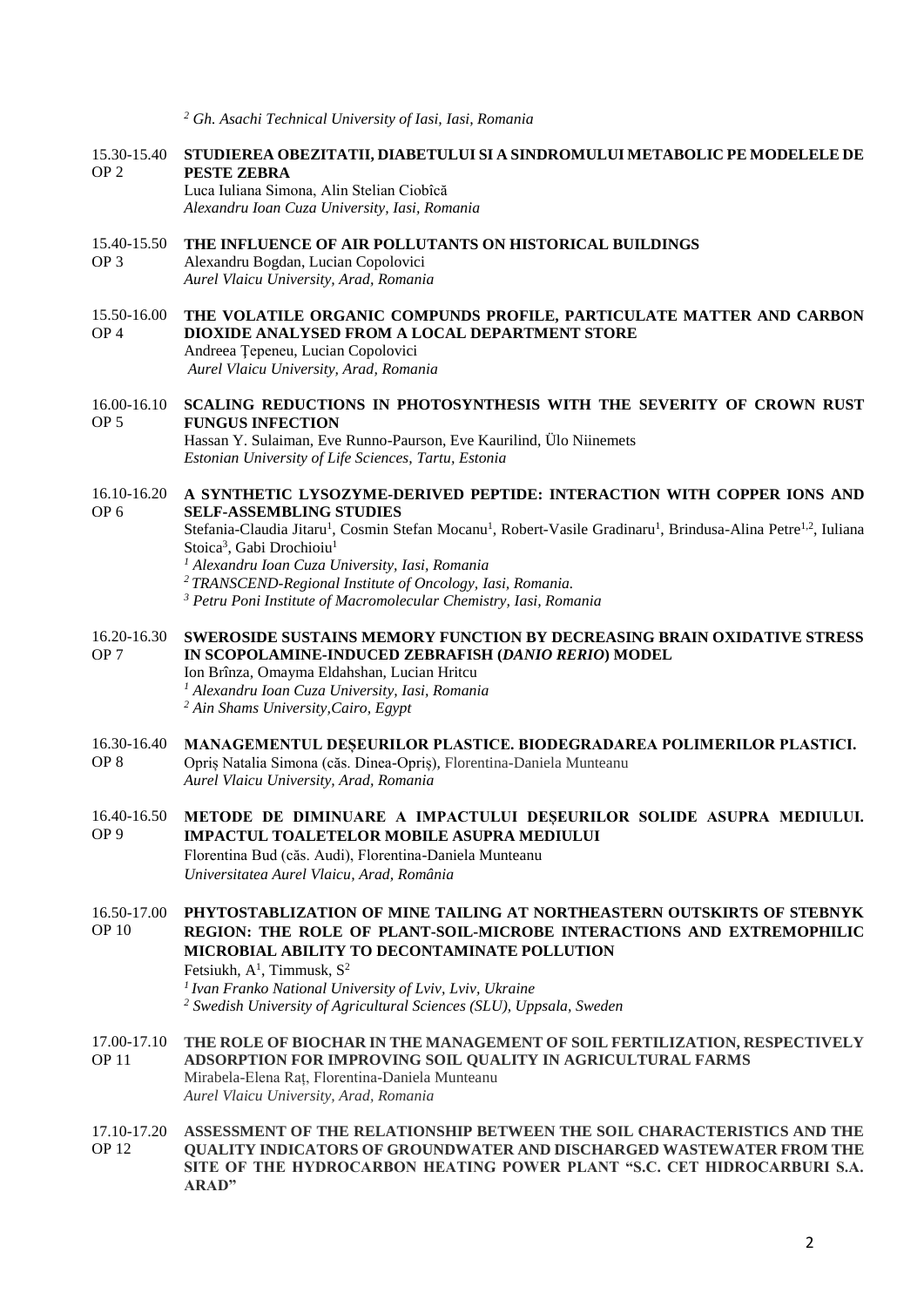*[2] Gh. Asachi Technical University of Iasi, Iasi, Romania*

15.30-15.40
OP 2

**STUDIEREA OBEZITATII, DIABETULUI SI A SINDROMULUI METABOLIC PE MODELELE DE PESTE ZEBRA**
Luca Iuliana Simona, Alin Stelian Ciobîcă
*Alexandru Ioan Cuza University, Iasi, Romania*

15.40-15.50
OP 3

**THE INFLUENCE OF AIR POLLUTANTS ON HISTORICAL BUILDINGS**
Alexandru Bogdan, Lucian Copolovici
*Aurel Vlaicu University, Arad, Romania*

15.50-16.00
OP 4

**THE VOLATILE ORGANIC COMPUNDS PROFILE, PARTICULATE MATTER AND CARBON DIOXIDE ANALYSED FROM A LOCAL DEPARTMENT STORE**
Andreea Țepeneu, Lucian Copolovici
*Aurel Vlaicu University, Arad, Romania*

16.00-16.10
OP 5

**SCALING REDUCTIONS IN PHOTOSYNTHESIS WITH THE SEVERITY OF CROWN RUST FUNGUS INFECTION**
Hassan Y. Sulaiman, Eve Runno-Paurson, Eve Kaurilind, Ülo Niinemets
*Estonian University of Life Sciences, Tartu, Estonia*

16.10-16.20
OP 6

**A SYNTHETIC LYSOZYME-DERIVED PEPTIDE: INTERACTION WITH COPPER IONS AND SELF-ASSEMBLING STUDIES**
Stefania-Claudia Jitaru[1], Cosmin Stefan Mocanu[1], Robert-Vasile Gradinaru[1], Brindusa-Alina Petre[1,2], Iuliana Stoica[3], Gabi Drochioiu[1]
*[1] Alexandru Ioan Cuza University, Iasi, Romania*
*[2] TRANSCEND-Regional Institute of Oncology, Iasi, Romania.*
*[3] Petru Poni Institute of Macromolecular Chemistry, Iasi, Romania*

16.20-16.30
OP 7

**SWEROSIDE SUSTAINS MEMORY FUNCTION BY DECREASING BRAIN OXIDATIVE STRESS IN SCOPOLAMINE-INDUCED ZEBRAFISH (*DANIO RERIO*) MODEL**
Ion Brînza, Omayma Eldahshan, Lucian Hritcu
*[1] Alexandru Ioan Cuza University, Iasi, Romania*
*[2] Ain Shams University,Cairo, Egypt*

16.30-16.40
OP 8

**MANAGEMENTUL DEȘEURILOR PLASTICE. BIODEGRADAREA POLIMERILOR PLASTICI.**
Opriș Natalia Simona (căs. Dinea-Opriș), Florentina-Daniela Munteanu
*Aurel Vlaicu University, Arad, Romania*

16.40-16.50
OP 9

**METODE DE DIMINUARE A IMPACTULUI DEȘEURILOR SOLIDE ASUPRA MEDIULUI. IMPACTUL TOALETELOR MOBILE ASUPRA MEDIULUI**
Florentina Bud (căs. Audi), Florentina-Daniela Munteanu
*Universitatea Aurel Vlaicu, Arad, România*

16.50-17.00
OP 10

**PHYTOSTABLIZATION OF MINE TAILING AT NORTHEASTERN OUTSKIRTS OF STEBNYK REGION: THE ROLE OF PLANT-SOIL-MICROBE INTERACTIONS AND EXTREMOPHILIC MICROBIAL ABILITY TO DECONTAMINATE POLLUTION**
Fetsiukh, A[1], Timmusk, S[2]
*[1] Ivan Franko National University of Lviv, Lviv, Ukraine*
*[2] Swedish University of Agricultural Sciences (SLU), Uppsala, Sweden*

17.00-17.10
OP 11

**THE ROLE OF BIOCHAR IN THE MANAGEMENT OF SOIL FERTILIZATION, RESPECTIVELY ADSORPTION FOR IMPROVING SOIL QUALITY IN AGRICULTURAL FARMS**
Mirabela-Elena Raț, Florentina-Daniela Munteanu
*Aurel Vlaicu University, Arad, Romania*

17.10-17.20
OP 12

**ASSESSMENT OF THE RELATIONSHIP BETWEEN THE SOIL CHARACTERISTICS AND THE QUALITY INDICATORS OF GROUNDWATER AND DISCHARGED WASTEWATER FROM THE SITE OF THE HYDROCARBON HEATING POWER PLANT "S.C. CET HIDROCARBURI S.A. ARAD"**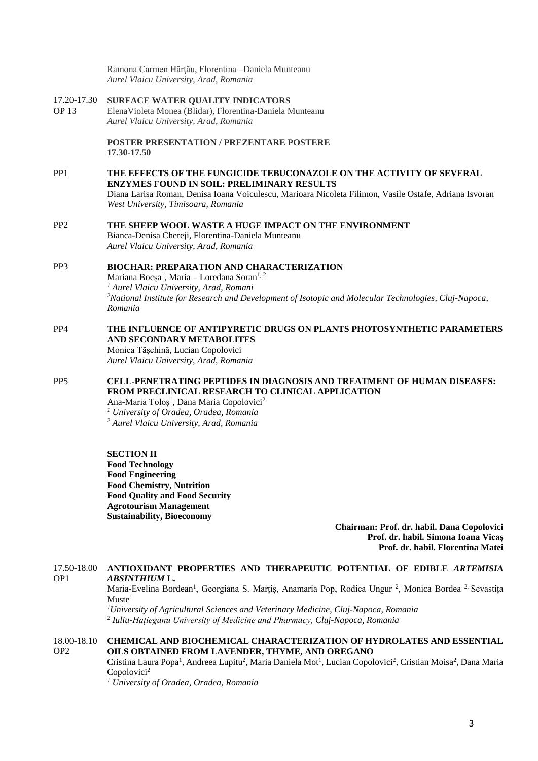Ramona Carmen Hărţău, Florentina –Daniela Munteanu
*Aurel Vlaicu University, Arad, Romania*

17.20-17.30 OP 13 **SURFACE WATER QUALITY INDICATORS**
ElenaVioleta Monea (Blidar), Florentina-Daniela Munteanu
*Aurel Vlaicu University, Arad, Romania*

**POSTER PRESENTATION / PREZENTARE POSTERE**
**17.30-17.50**

PP1 **THE EFFECTS OF THE FUNGICIDE TEBUCONAZOLE ON THE ACTIVITY OF SEVERAL ENZYMES FOUND IN SOIL: PRELIMINARY RESULTS**
Diana Larisa Roman, Denisa Ioana Voiculescu, Marioara Nicoleta Filimon, Vasile Ostafe, Adriana Isvoran
*West University, Timisoara, Romania*

PP2 **THE SHEEP WOOL WASTE A HUGE IMPACT ON THE ENVIRONMENT**
Bianca-Denisa Chereji, Florentina-Daniela Munteanu
*Aurel Vlaicu University, Arad, Romania*

PP3 **BIOCHAR: PREPARATION AND CHARACTERIZATION**
Mariana Bocşa[1], Maria – Loredana Soran[1, 2]
*[1] Aurel Vlaicu University, Arad, Romani*
*[2]National Institute for Research and Development of Isotopic and Molecular Technologies, Cluj-Napoca, Romania*

PP4 **THE INFLUENCE OF ANTIPYRETIC DRUGS ON PLANTS PHOTOSYNTHETIC PARAMETERS AND SECONDARY METABOLITES**
Monica Tăşchină, Lucian Copolovici
*Aurel Vlaicu University, Arad, Romania*

PP5 **CELL-PENETRATING PEPTIDES IN DIAGNOSIS AND TREATMENT OF HUMAN DISEASES: FROM PRECLINICAL RESEARCH TO CLINICAL APPLICATION**
Ana-Maria Toloş[1], Dana Maria Copolovici[2]
*[1] University of Oradea, Oradea, Romania*
*[2] Aurel Vlaicu University, Arad, Romania*

**SECTION II**
**Food Technology**
**Food Engineering**
**Food Chemistry, Nutrition**
**Food Quality and Food Security**
**Agrotourism Management**
**Sustainability, Bioeconomy**

**Chairman: Prof. dr. habil. Dana Copolovici**
**Prof. dr. habil. Simona Ioana Vicaș**
**Prof. dr. habil. Florentina Matei**

17.50-18.00 OP1 **ANTIOXIDANT PROPERTIES AND THERAPEUTIC POTENTIAL OF EDIBLE *ARTEMISIA ABSINTHIUM* L.**
Maria-Evelina Bordean[1], Georgiana S. Marțiș, Anamaria Pop, Rodica Ungur [2], Monica Bordea [2,] Sevastița Muste[1]
*[1]University of Agricultural Sciences and Veterinary Medicine, Cluj-Napoca, Romania*
*[2] Iuliu-Hațieganu University of Medicine and Pharmacy, Cluj-Napoca, Romania*

18.00-18.10 OP2 **CHEMICAL AND BIOCHEMICAL CHARACTERIZATION OF HYDROLATES AND ESSENTIAL OILS OBTAINED FROM LAVENDER, THYME, AND OREGANO**
Cristina Laura Popa[1], Andreea Lupitu[2], Maria Daniela Mot[1], Lucian Copolovici[2], Cristian Moisa[2], Dana Maria Copolovici[2]
*[1] University of Oradea, Oradea, Romania*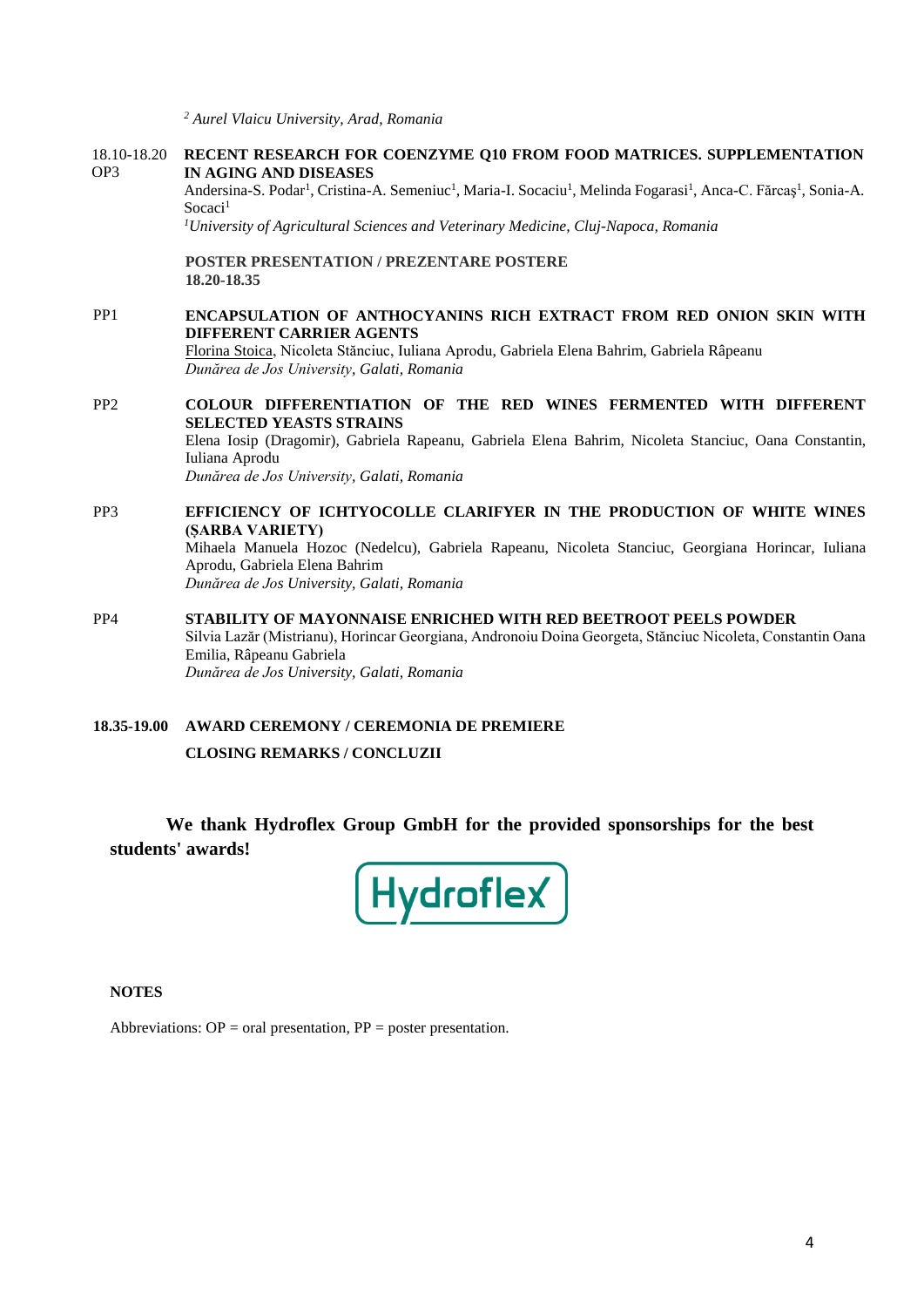*[2] Aurel Vlaicu University, Arad, Romania*

18.10-18.20
OP3

**RECENT RESEARCH FOR COENZYME Q10 FROM FOOD MATRICES. SUPPLEMENTATION IN AGING AND DISEASES**

Andersina-S. Podar[1], Cristina-A. Semeniuc[1], Maria-I. Socaciu[1], Melinda Fogarasi[1], Anca-C. Fărcaș[1], Sonia-A. Socaci[1]

*[1]University of Agricultural Sciences and Veterinary Medicine, Cluj-Napoca, Romania*

**POSTER PRESENTATION / PREZENTARE POSTERE**
**18.20-18.35**

PP1

**ENCAPSULATION OF ANTHOCYANINS RICH EXTRACT FROM RED ONION SKIN WITH DIFFERENT CARRIER AGENTS**

Florina Stoica, Nicoleta Stănciuc, Iuliana Aprodu, Gabriela Elena Bahrim, Gabriela Râpeanu

*Dunărea de Jos University, Galati, Romania*

PP2

**COLOUR DIFFERENTIATION OF THE RED WINES FERMENTED WITH DIFFERENT SELECTED YEASTS STRAINS**

Elena Iosip (Dragomir), Gabriela Rapeanu, Gabriela Elena Bahrim, Nicoleta Stanciuc, Oana Constantin, Iuliana Aprodu

*Dunărea de Jos University, Galati, Romania*

PP3

**EFFICIENCY OF ICHTYOCOLLE CLARIFYER IN THE PRODUCTION OF WHITE WINES (ȘARBA VARIETY)**

Mihaela Manuela Hozoc (Nedelcu), Gabriela Rapeanu, Nicoleta Stanciuc, Georgiana Horincar, Iuliana Aprodu, Gabriela Elena Bahrim

*Dunărea de Jos University, Galati, Romania*

PP4

**STABILITY OF MAYONNAISE ENRICHED WITH RED BEETROOT PEELS POWDER**

Silvia Lazăr (Mistrianu), Horincar Georgiana, Andronoiu Doina Georgeta, Stănciuc Nicoleta, Constantin Oana Emilia, Râpeanu Gabriela

*Dunărea de Jos University, Galati, Romania*

**18.35-19.00 AWARD CEREMONY / CEREMONIA DE PREMIERE**

**CLOSING REMARKS / CONCLUZII**

**We thank Hydroflex Group GmbH for the provided sponsorships for the best students' awards!**

Hydroflex

**NOTES**

Abbreviations: OP = oral presentation, PP = poster presentation.